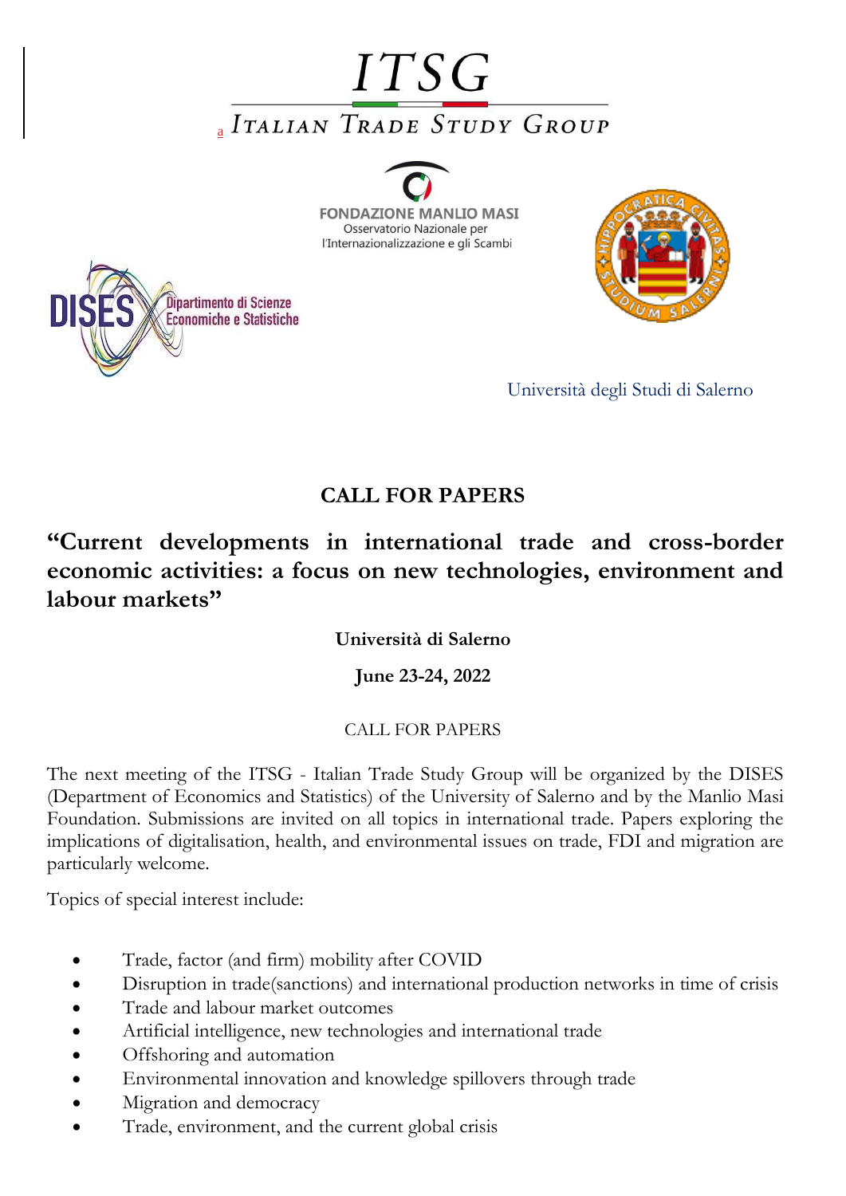# ITSG

a ITALIAN TRADE STUDY GROUP

FONDAZIONE MANLIO MASI
Osservatorio Nazionale per l'Internazionalizzazione e gli Scambi

DISES Dipartimento di Scienze Economiche e Statistiche

Università degli Studi di Salerno

## CALL FOR PAPERS

## "Current developments in international trade and cross-border economic activities: a focus on new technologies, environment and labour markets"

**Università di Salerno**

**June 23-24, 2022**

CALL FOR PAPERS

The next meeting of the ITSG - Italian Trade Study Group will be organized by the DISES (Department of Economics and Statistics) of the University of Salerno and by the Manlio Masi Foundation. Submissions are invited on all topics in international trade. Papers exploring the implications of digitalisation, health, and environmental issues on trade, FDI and migration are particularly welcome.

Topics of special interest include:

- Trade, factor (and firm) mobility after COVID
- Disruption in trade(sanctions) and international production networks in time of crisis
- Trade and labour market outcomes
- Artificial intelligence, new technologies and international trade
- Offshoring and automation
- Environmental innovation and knowledge spillovers through trade
- Migration and democracy
- Trade, environment, and the current global crisis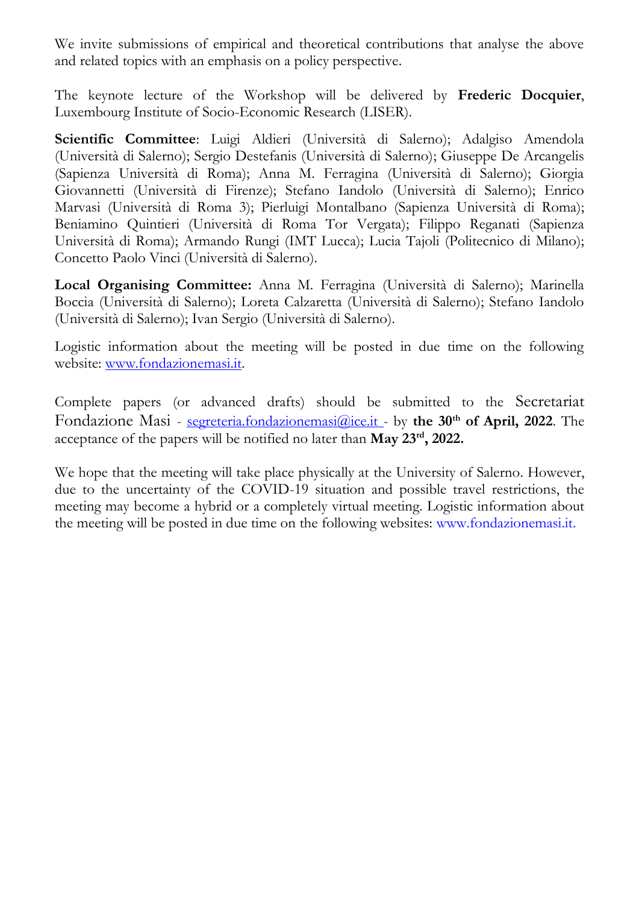We invite submissions of empirical and theoretical contributions that analyse the above and related topics with an emphasis on a policy perspective.

The keynote lecture of the Workshop will be delivered by **Frederic Docquier**, Luxembourg Institute of Socio-Economic Research (LISER).

**Scientific Committee**: Luigi Aldieri (Università di Salerno); Adalgiso Amendola (Università di Salerno); Sergio Destefanis (Università di Salerno); Giuseppe De Arcangelis (Sapienza Università di Roma); Anna M. Ferragina (Università di Salerno); Giorgia Giovannetti (Università di Firenze); Stefano Iandolo (Università di Salerno); Enrico Marvasi (Università di Roma 3); Pierluigi Montalbano (Sapienza Università di Roma); Beniamino Quintieri (Università di Roma Tor Vergata); Filippo Reganati (Sapienza Università di Roma); Armando Rungi (IMT Lucca); Lucia Tajoli (Politecnico di Milano); Concetto Paolo Vinci (Università di Salerno).

**Local Organising Committee:** Anna M. Ferragina (Università di Salerno); Marinella Boccia (Università di Salerno); Loreta Calzaretta (Università di Salerno); Stefano Iandolo (Università di Salerno); Ivan Sergio (Università di Salerno).

Logistic information about the meeting will be posted in due time on the following website: www.fondazionemasi.it.

Complete papers (or advanced drafts) should be submitted to the Secretariat Fondazione Masi - segreteria.fondazionemasi@ice.it - by **the 30th of April, 2022**. The acceptance of the papers will be notified no later than **May 23rd, 2022.**

We hope that the meeting will take place physically at the University of Salerno. However, due to the uncertainty of the COVID-19 situation and possible travel restrictions, the meeting may become a hybrid or a completely virtual meeting. Logistic information about the meeting will be posted in due time on the following websites: www.fondazionemasi.it.